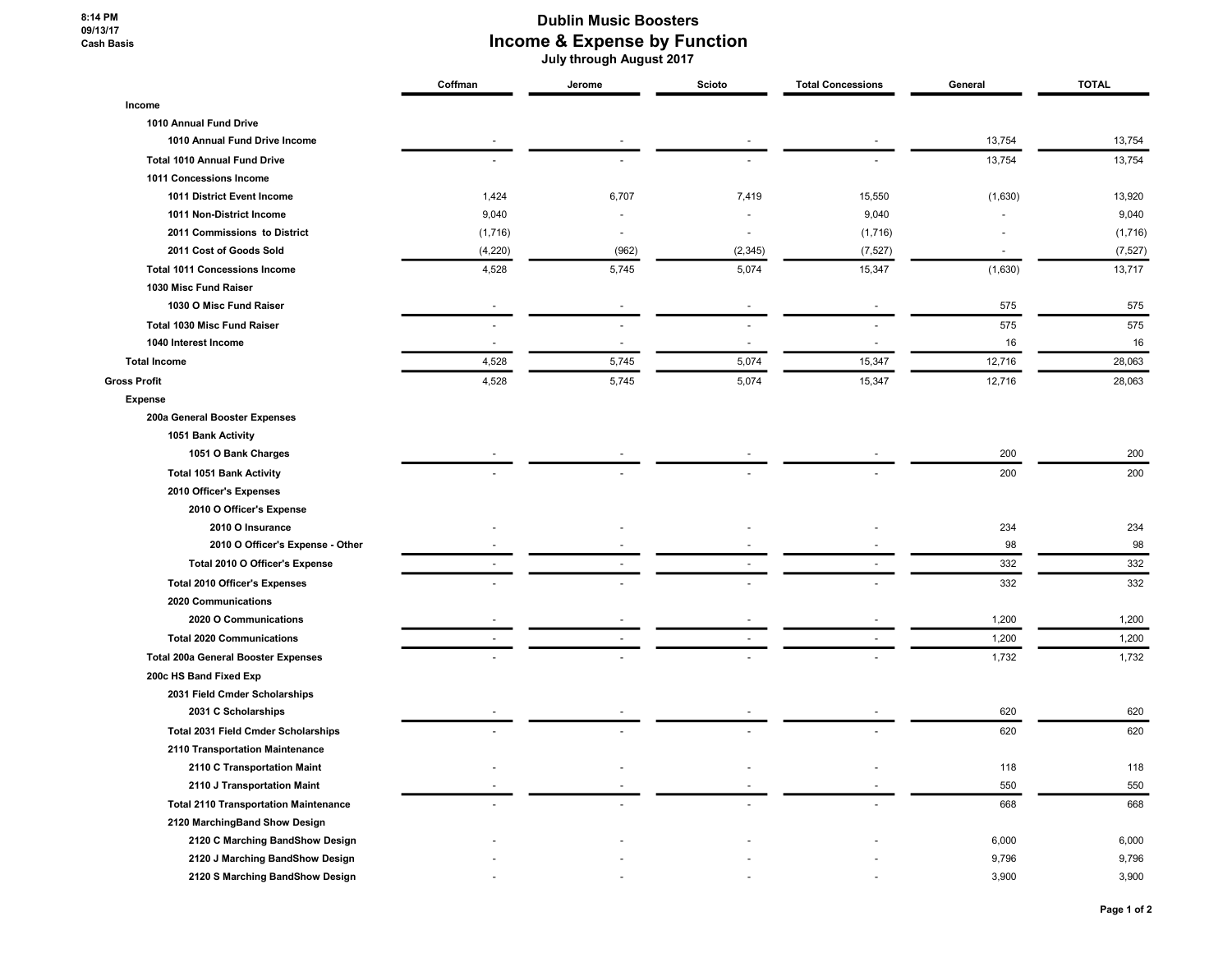8:14 PM
09/13/17
Cash Basis

# Dublin Music Boosters
## Income & Expense by Function
### July through August 2017

| | Coffman | Jerome | Scioto | Total Concessions | General | TOTAL |
|---|---|---|---|---|---|---|
| **Income** | | | | | | |
| 1010 Annual Fund Drive | | | | | | |
| 1010 Annual Fund Drive Income | - | - | - | - | 13,754 | 13,754 |
| Total 1010 Annual Fund Drive | - | - | - | - | 13,754 | 13,754 |
| 1011 Concessions Income | | | | | | |
| 1011 District Event Income | 1,424 | 6,707 | 7,419 | 15,550 | (1,630) | 13,920 |
| 1011 Non-District Income | 9,040 | - | - | 9,040 | - | 9,040 |
| 2011 Commissions to District | (1,716) | - | - | (1,716) | - | (1,716) |
| 2011 Cost of Goods Sold | (4,220) | (962) | (2,345) | (7,527) | - | (7,527) |
| Total 1011 Concessions Income | 4,528 | 5,745 | 5,074 | 15,347 | (1,630) | 13,717 |
| 1030 Misc Fund Raiser | | | | | | |
| 1030 O Misc Fund Raiser | - | - | - | - | 575 | 575 |
| Total 1030 Misc Fund Raiser | - | - | - | - | 575 | 575 |
| 1040 Interest Income | - | - | - | - | 16 | 16 |
| **Total Income** | 4,528 | 5,745 | 5,074 | 15,347 | 12,716 | 28,063 |
| **Gross Profit** | 4,528 | 5,745 | 5,074 | 15,347 | 12,716 | 28,063 |
| **Expense** | | | | | | |
| 200a General Booster Expenses | | | | | | |
| 1051 Bank Activity | | | | | | |
| 1051 O Bank Charges | - | - | - | - | 200 | 200 |
| Total 1051 Bank Activity | - | - | - | - | 200 | 200 |
| 2010 Officer's Expenses | | | | | | |
| 2010 O Officer's Expense | | | | | | |
| 2010 O Insurance | - | - | - | - | 234 | 234 |
| 2010 O Officer's Expense - Other | - | - | - | - | 98 | 98 |
| Total 2010 O Officer's Expense | - | - | - | - | 332 | 332 |
| Total 2010 Officer's Expenses | - | - | - | - | 332 | 332 |
| 2020 Communications | | | | | | |
| 2020 O Communications | - | - | - | - | 1,200 | 1,200 |
| Total 2020 Communications | - | - | - | - | 1,200 | 1,200 |
| Total 200a General Booster Expenses | - | - | - | - | 1,732 | 1,732 |
| 200c HS Band Fixed Exp | | | | | | |
| 2031 Field Cmder Scholarships | | | | | | |
| 2031 C Scholarships | - | - | - | - | 620 | 620 |
| Total 2031 Field Cmder Scholarships | - | - | - | - | 620 | 620 |
| 2110 Transportation Maintenance | | | | | | |
| 2110 C Transportation Maint | - | - | - | - | 118 | 118 |
| 2110 J Transportation Maint | - | - | - | - | 550 | 550 |
| Total 2110 Transportation Maintenance | - | - | - | - | 668 | 668 |
| 2120 MarchingBand Show Design | | | | | | |
| 2120 C Marching BandShow Design | - | - | - | - | 6,000 | 6,000 |
| 2120 J Marching BandShow Design | - | - | - | - | 9,796 | 9,796 |
| 2120 S Marching BandShow Design | - | - | - | - | 3,900 | 3,900 |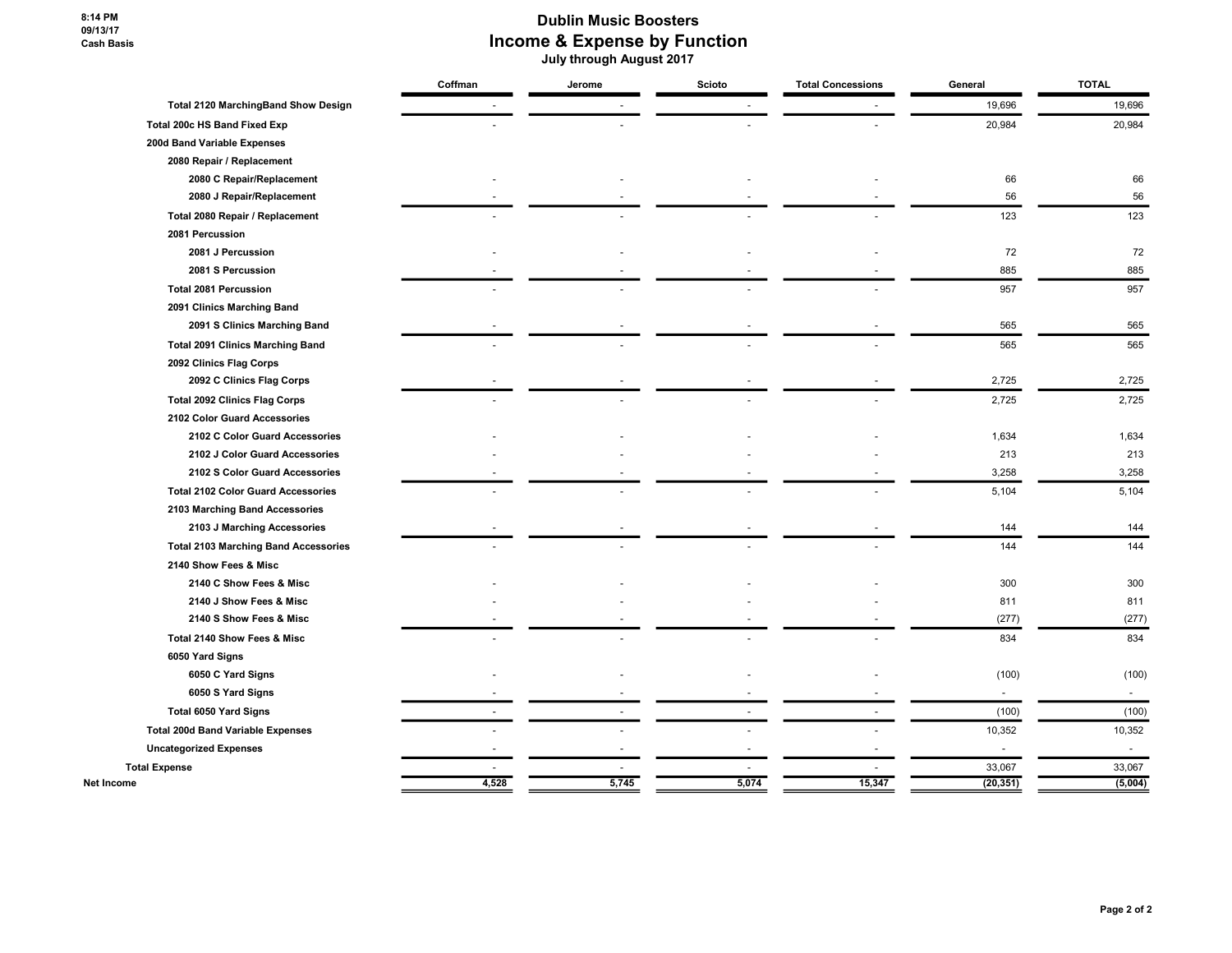# Dublin Music Boosters

## Income & Expense by Function

### July through August 2017

|  | Coffman | Jerome | Scioto | Total Concessions | General | TOTAL |
|---|---|---|---|---|---|---|
| Total 2120 MarchingBand Show Design | - | - | - | - | 19,696 | 19,696 |
| Total 200c HS Band Fixed Exp | - | - | - | - | 20,984 | 20,984 |
| 200d Band Variable Expenses |  |  |  |  |  |  |
| 2080 Repair / Replacement |  |  |  |  |  |  |
| 2080 C Repair/Replacement | - | - | - | - | 66 | 66 |
| 2080 J Repair/Replacement | - | - | - | - | 56 | 56 |
| Total 2080 Repair / Replacement | - | - | - | - | 123 | 123 |
| 2081 Percussion |  |  |  |  |  |  |
| 2081 J Percussion | - | - | - | - | 72 | 72 |
| 2081 S Percussion | - | - | - | - | 885 | 885 |
| Total 2081 Percussion | - | - | - | - | 957 | 957 |
| 2091 Clinics Marching Band |  |  |  |  |  |  |
| 2091 S Clinics Marching Band | - | - | - | - | 565 | 565 |
| Total 2091 Clinics Marching Band | - | - | - | - | 565 | 565 |
| 2092 Clinics Flag Corps |  |  |  |  |  |  |
| 2092 C Clinics Flag Corps | - | - | - | - | 2,725 | 2,725 |
| Total 2092 Clinics Flag Corps | - | - | - | - | 2,725 | 2,725 |
| 2102 Color Guard Accessories |  |  |  |  |  |  |
| 2102 C Color Guard Accessories | - | - | - | - | 1,634 | 1,634 |
| 2102 J Color Guard Accessories | - | - | - | - | 213 | 213 |
| 2102 S Color Guard Accessories | - | - | - | - | 3,258 | 3,258 |
| Total 2102 Color Guard Accessories | - | - | - | - | 5,104 | 5,104 |
| 2103 Marching Band Accessories |  |  |  |  |  |  |
| 2103 J Marching Accessories | - | - | - | - | 144 | 144 |
| Total 2103 Marching Band Accessories | - | - | - | - | 144 | 144 |
| 2140 Show Fees & Misc |  |  |  |  |  |  |
| 2140 C Show Fees & Misc | - | - | - | - | 300 | 300 |
| 2140 J Show Fees & Misc | - | - | - | - | 811 | 811 |
| 2140 S Show Fees & Misc | - | - | - | - | (277) | (277) |
| Total 2140 Show Fees & Misc | - | - | - | - | 834 | 834 |
| 6050 Yard Signs |  |  |  |  |  |  |
| 6050 C Yard Signs | - | - | - | - | (100) | (100) |
| 6050 S Yard Signs | - | - | - | - | - | - |
| Total 6050 Yard Signs | - | - | - | - | (100) | (100) |
| Total 200d Band Variable Expenses | - | - | - | - | 10,352 | 10,352 |
| Uncategorized Expenses | - | - | - | - | - | - |
| Total Expense | - | - | - | - | 33,067 | 33,067 |
| Net Income | 4,528 | 5,745 | 5,074 | 15,347 | (20,351) | (5,004) |